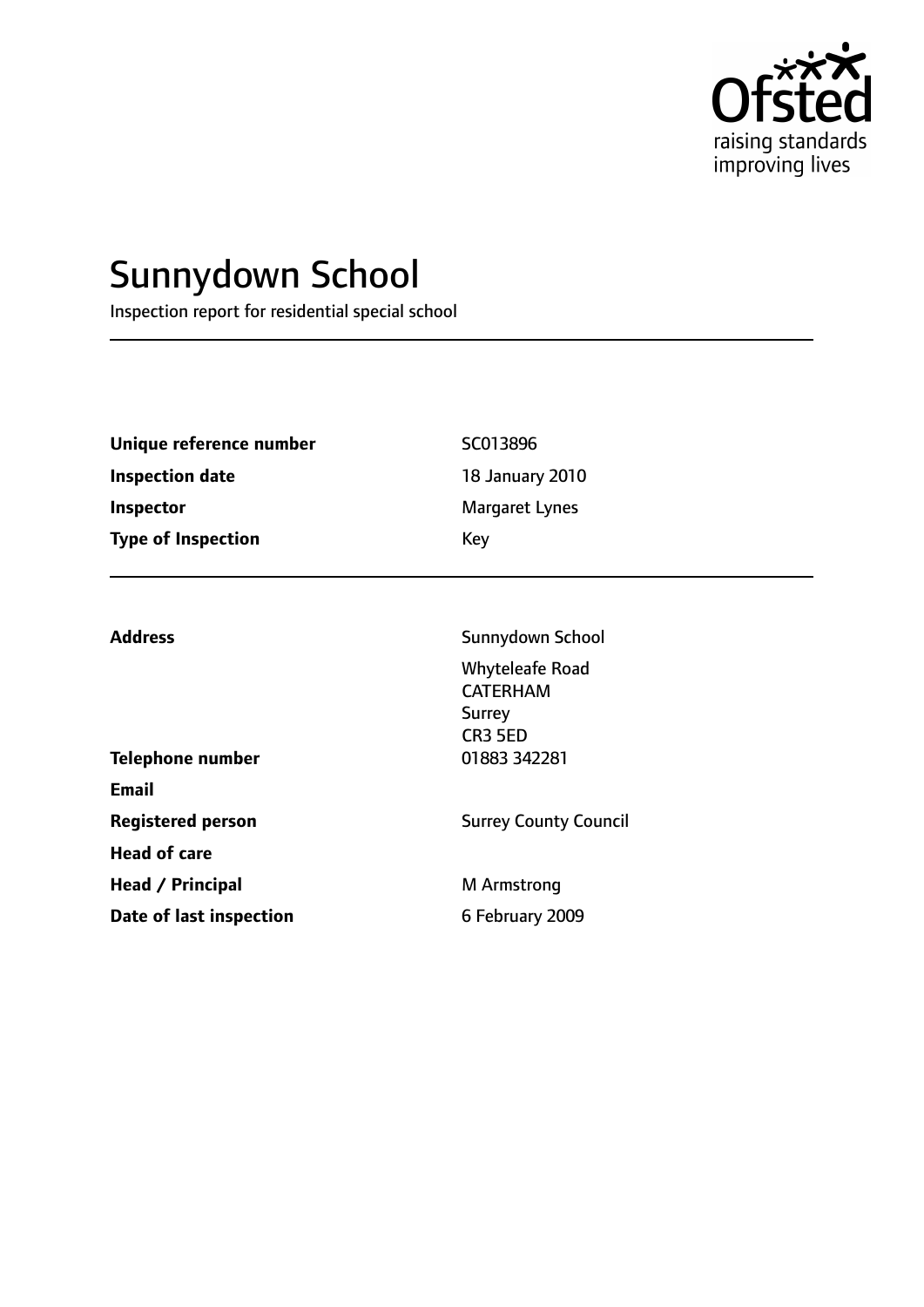Ofsted

raising standards
improving lives

# Sunnydown School

Inspection report for residential special school

| | |
|---|---|
| **Unique reference number** | SC013896 |
| **Inspection date** | 18 January 2010 |
| **Inspector** | Margaret Lynes |
| **Type of Inspection** | Key |

| | |
|---|---|
| **Address** | Sunnydown School<br>Whyteleafe Road<br>CATERHAM<br>Surrey<br>CR3 5ED |
| **Telephone number** | 01883 342281 |
| **Email** | |
| **Registered person** | Surrey County Council |
| **Head of care** | |
| **Head / Principal** | M Armstrong |
| **Date of last inspection** | 6 February 2009 |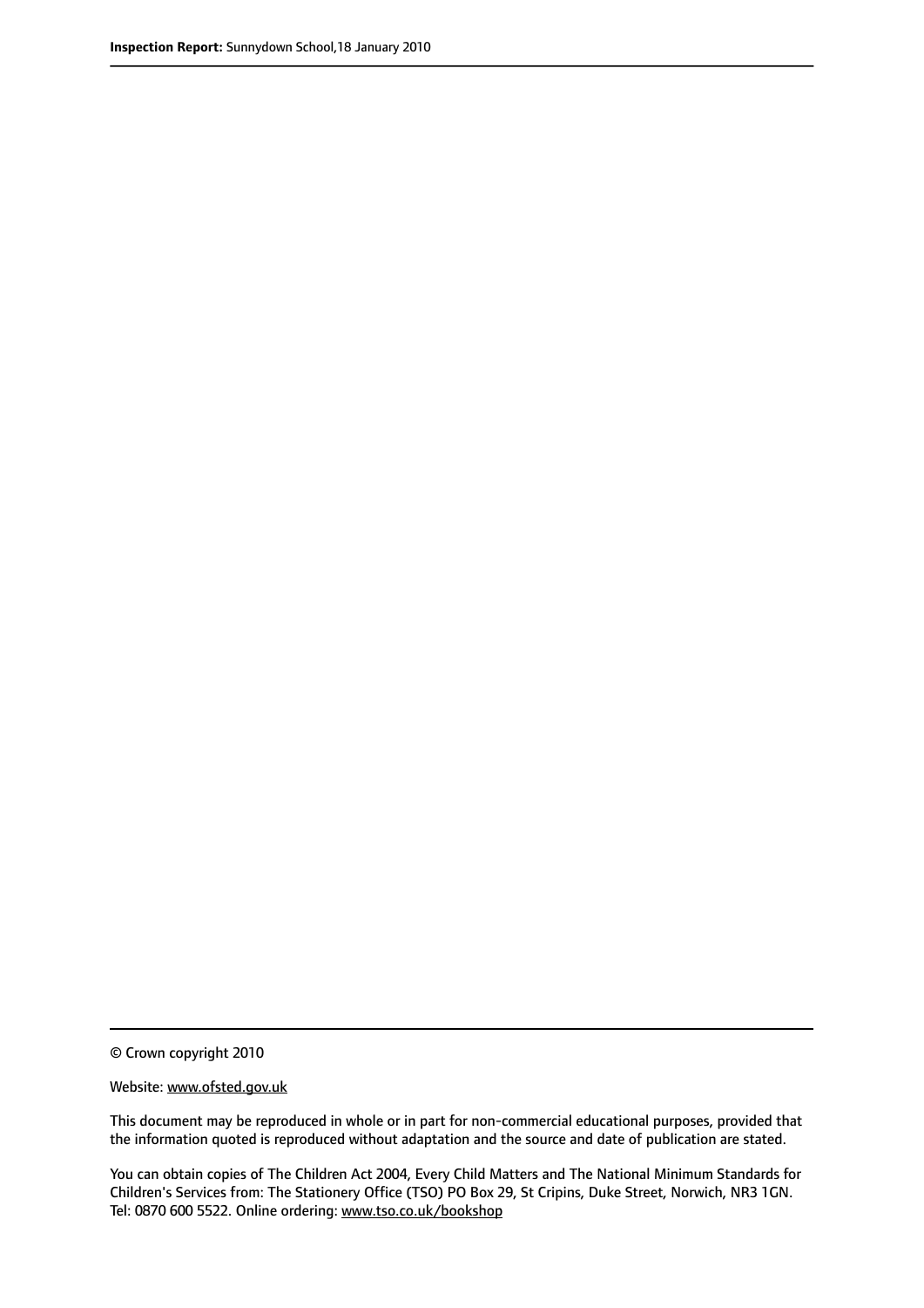© Crown copyright 2010

Website: www.ofsted.gov.uk

This document may be reproduced in whole or in part for non-commercial educational purposes, provided that the information quoted is reproduced without adaptation and the source and date of publication are stated.

You can obtain copies of The Children Act 2004, Every Child Matters and The National Minimum Standards for Children's Services from: The Stationery Office (TSO) PO Box 29, St Cripins, Duke Street, Norwich, NR3 1GN. Tel: 0870 600 5522. Online ordering: www.tso.co.uk/bookshop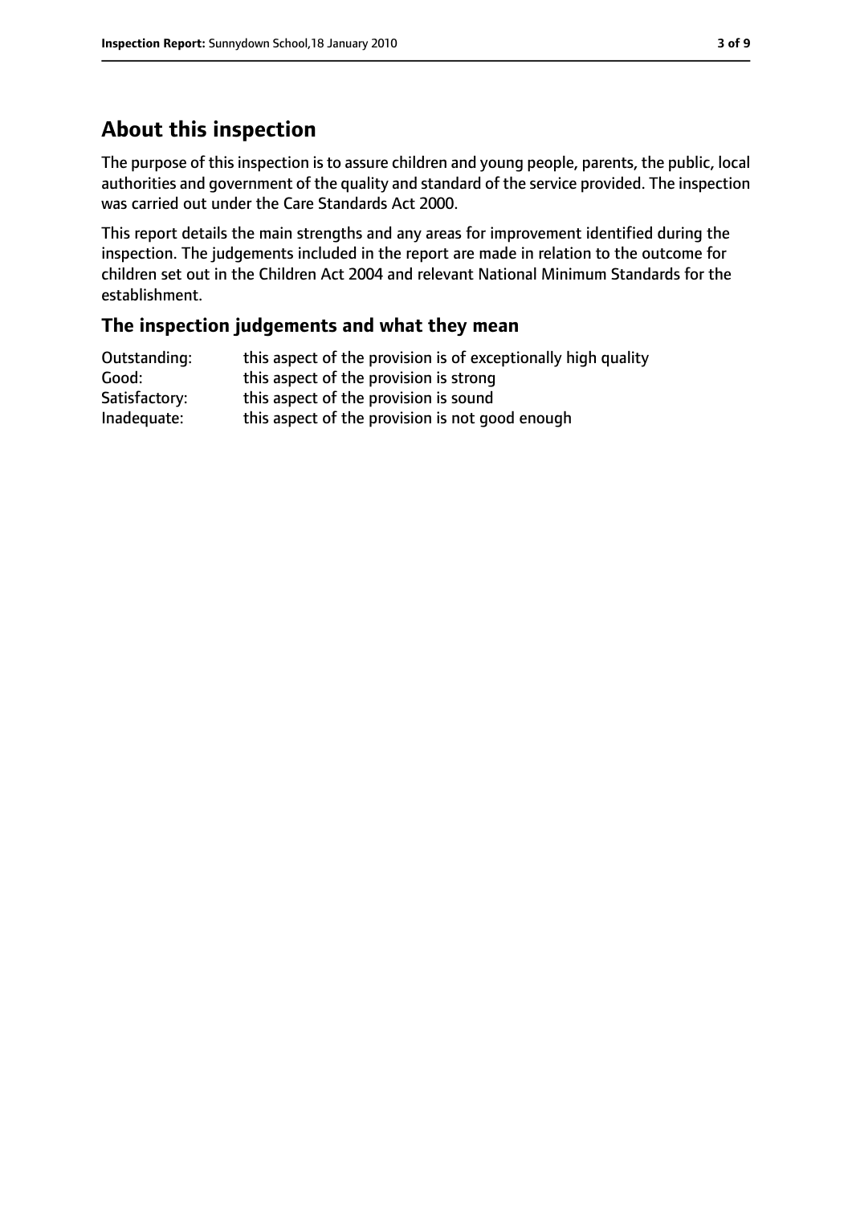## About this inspection

The purpose of this inspection is to assure children and young people, parents, the public, local authorities and government of the quality and standard of the service provided. The inspection was carried out under the Care Standards Act 2000.

This report details the main strengths and any areas for improvement identified during the inspection. The judgements included in the report are made in relation to the outcome for children set out in the Children Act 2004 and relevant National Minimum Standards for the establishment.

### The inspection judgements and what they mean

| | |
|---|---|
| Outstanding: | this aspect of the provision is of exceptionally high quality |
| Good: | this aspect of the provision is strong |
| Satisfactory: | this aspect of the provision is sound |
| Inadequate: | this aspect of the provision is not good enough |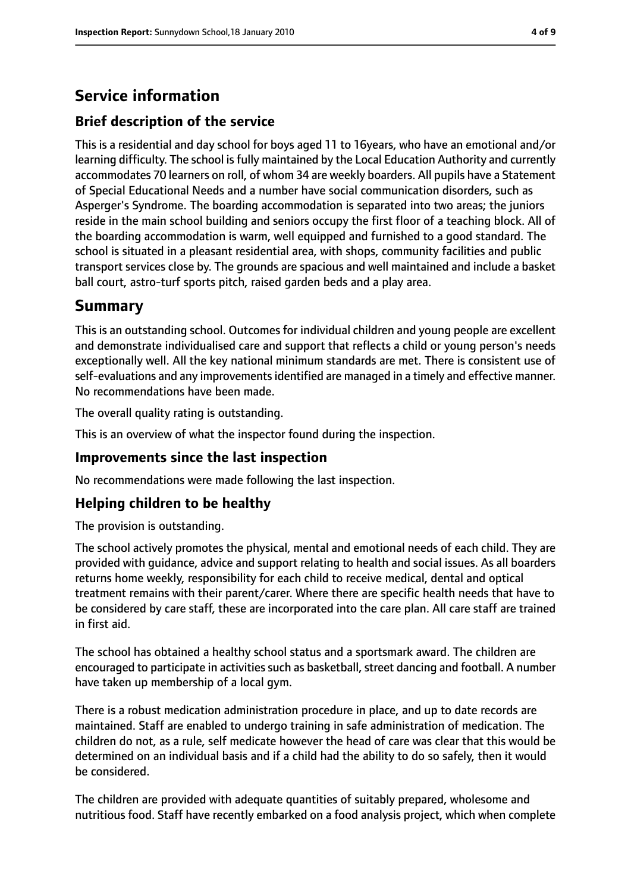# Service information

## Brief description of the service

This is a residential and day school for boys aged 11 to 16years, who have an emotional and/or learning difficulty. The school is fully maintained by the Local Education Authority and currently accommodates 70 learners on roll, of whom 34 are weekly boarders. All pupils have a Statement of Special Educational Needs and a number have social communication disorders, such as Asperger's Syndrome. The boarding accommodation is separated into two areas; the juniors reside in the main school building and seniors occupy the first floor of a teaching block. All of the boarding accommodation is warm, well equipped and furnished to a good standard. The school is situated in a pleasant residential area, with shops, community facilities and public transport services close by. The grounds are spacious and well maintained and include a basket ball court, astro-turf sports pitch, raised garden beds and a play area.

# Summary

This is an outstanding school. Outcomes for individual children and young people are excellent and demonstrate individualised care and support that reflects a child or young person's needs exceptionally well. All the key national minimum standards are met. There is consistent use of self-evaluations and any improvements identified are managed in a timely and effective manner. No recommendations have been made.

The overall quality rating is outstanding.

This is an overview of what the inspector found during the inspection.

## Improvements since the last inspection

No recommendations were made following the last inspection.

## Helping children to be healthy

The provision is outstanding.

The school actively promotes the physical, mental and emotional needs of each child. They are provided with guidance, advice and support relating to health and social issues. As all boarders returns home weekly, responsibility for each child to receive medical, dental and optical treatment remains with their parent/carer. Where there are specific health needs that have to be considered by care staff, these are incorporated into the care plan. All care staff are trained in first aid.

The school has obtained a healthy school status and a sportsmark award. The children are encouraged to participate in activities such as basketball, street dancing and football. A number have taken up membership of a local gym.

There is a robust medication administration procedure in place, and up to date records are maintained. Staff are enabled to undergo training in safe administration of medication. The children do not, as a rule, self medicate however the head of care was clear that this would be determined on an individual basis and if a child had the ability to do so safely, then it would be considered.

The children are provided with adequate quantities of suitably prepared, wholesome and nutritious food. Staff have recently embarked on a food analysis project, which when complete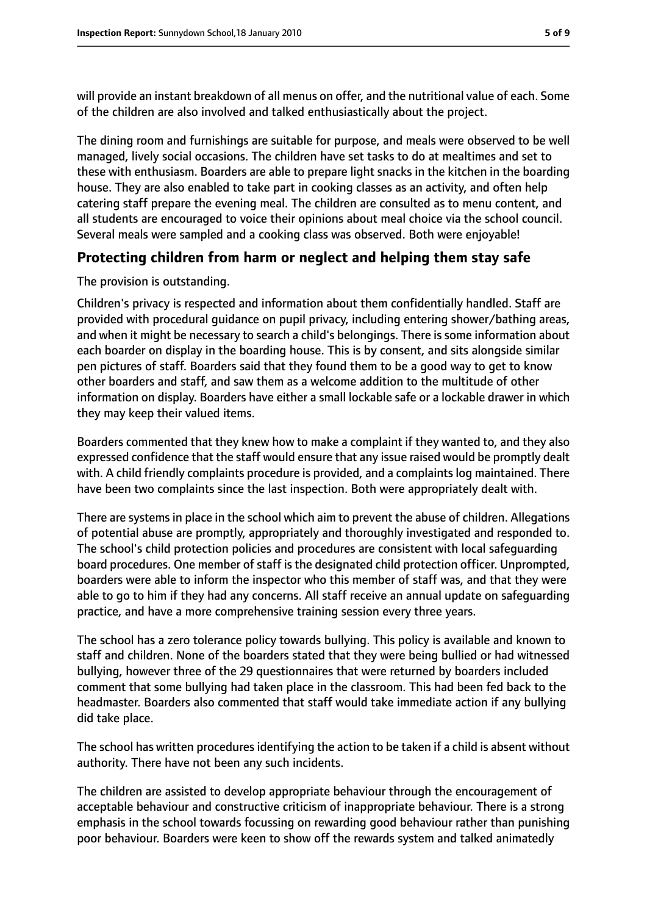will provide an instant breakdown of all menus on offer, and the nutritional value of each. Some of the children are also involved and talked enthusiastically about the project.

The dining room and furnishings are suitable for purpose, and meals were observed to be well managed, lively social occasions. The children have set tasks to do at mealtimes and set to these with enthusiasm. Boarders are able to prepare light snacks in the kitchen in the boarding house. They are also enabled to take part in cooking classes as an activity, and often help catering staff prepare the evening meal. The children are consulted as to menu content, and all students are encouraged to voice their opinions about meal choice via the school council. Several meals were sampled and a cooking class was observed. Both were enjoyable!

## Protecting children from harm or neglect and helping them stay safe

The provision is outstanding.

Children's privacy is respected and information about them confidentially handled. Staff are provided with procedural guidance on pupil privacy, including entering shower/bathing areas, and when it might be necessary to search a child's belongings. There is some information about each boarder on display in the boarding house. This is by consent, and sits alongside similar pen pictures of staff. Boarders said that they found them to be a good way to get to know other boarders and staff, and saw them as a welcome addition to the multitude of other information on display. Boarders have either a small lockable safe or a lockable drawer in which they may keep their valued items.

Boarders commented that they knew how to make a complaint if they wanted to, and they also expressed confidence that the staff would ensure that any issue raised would be promptly dealt with. A child friendly complaints procedure is provided, and a complaints log maintained. There have been two complaints since the last inspection. Both were appropriately dealt with.

There are systems in place in the school which aim to prevent the abuse of children. Allegations of potential abuse are promptly, appropriately and thoroughly investigated and responded to. The school's child protection policies and procedures are consistent with local safeguarding board procedures. One member of staff is the designated child protection officer. Unprompted, boarders were able to inform the inspector who this member of staff was, and that they were able to go to him if they had any concerns. All staff receive an annual update on safeguarding practice, and have a more comprehensive training session every three years.

The school has a zero tolerance policy towards bullying. This policy is available and known to staff and children. None of the boarders stated that they were being bullied or had witnessed bullying, however three of the 29 questionnaires that were returned by boarders included comment that some bullying had taken place in the classroom. This had been fed back to the headmaster. Boarders also commented that staff would take immediate action if any bullying did take place.

The school has written procedures identifying the action to be taken if a child is absent without authority. There have not been any such incidents.

The children are assisted to develop appropriate behaviour through the encouragement of acceptable behaviour and constructive criticism of inappropriate behaviour. There is a strong emphasis in the school towards focussing on rewarding good behaviour rather than punishing poor behaviour. Boarders were keen to show off the rewards system and talked animatedly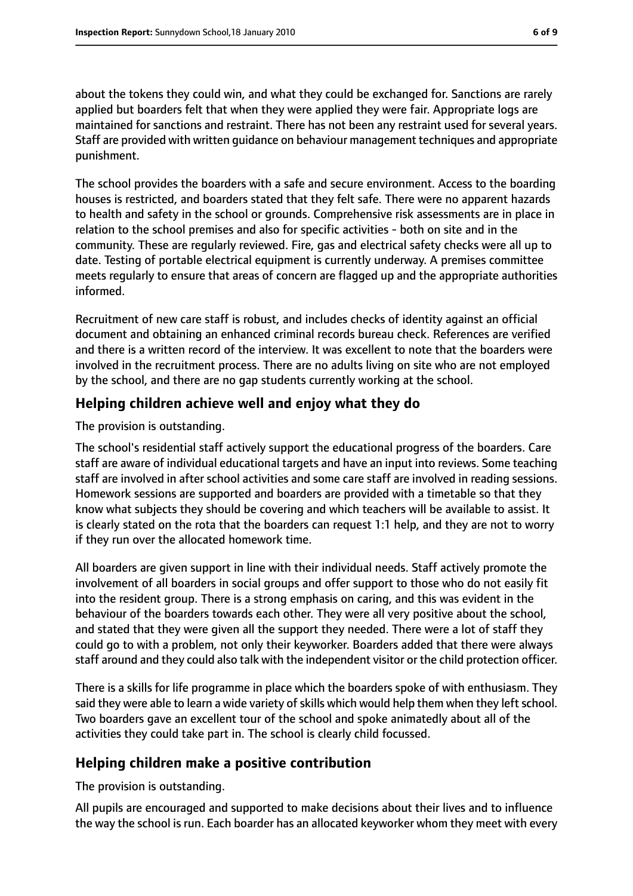about the tokens they could win, and what they could be exchanged for. Sanctions are rarely applied but boarders felt that when they were applied they were fair. Appropriate logs are maintained for sanctions and restraint. There has not been any restraint used for several years. Staff are provided with written guidance on behaviour management techniques and appropriate punishment.

The school provides the boarders with a safe and secure environment. Access to the boarding houses is restricted, and boarders stated that they felt safe. There were no apparent hazards to health and safety in the school or grounds. Comprehensive risk assessments are in place in relation to the school premises and also for specific activities - both on site and in the community. These are regularly reviewed. Fire, gas and electrical safety checks were all up to date. Testing of portable electrical equipment is currently underway. A premises committee meets regularly to ensure that areas of concern are flagged up and the appropriate authorities informed.

Recruitment of new care staff is robust, and includes checks of identity against an official document and obtaining an enhanced criminal records bureau check. References are verified and there is a written record of the interview. It was excellent to note that the boarders were involved in the recruitment process. There are no adults living on site who are not employed by the school, and there are no gap students currently working at the school.

## Helping children achieve well and enjoy what they do

The provision is outstanding.

The school's residential staff actively support the educational progress of the boarders. Care staff are aware of individual educational targets and have an input into reviews. Some teaching staff are involved in after school activities and some care staff are involved in reading sessions. Homework sessions are supported and boarders are provided with a timetable so that they know what subjects they should be covering and which teachers will be available to assist. It is clearly stated on the rota that the boarders can request 1:1 help, and they are not to worry if they run over the allocated homework time.

All boarders are given support in line with their individual needs. Staff actively promote the involvement of all boarders in social groups and offer support to those who do not easily fit into the resident group. There is a strong emphasis on caring, and this was evident in the behaviour of the boarders towards each other. They were all very positive about the school, and stated that they were given all the support they needed. There were a lot of staff they could go to with a problem, not only their keyworker. Boarders added that there were always staff around and they could also talk with the independent visitor or the child protection officer.

There is a skills for life programme in place which the boarders spoke of with enthusiasm. They said they were able to learn a wide variety of skills which would help them when they left school. Two boarders gave an excellent tour of the school and spoke animatedly about all of the activities they could take part in. The school is clearly child focussed.

## Helping children make a positive contribution

The provision is outstanding.

All pupils are encouraged and supported to make decisions about their lives and to influence the way the school is run. Each boarder has an allocated keyworker whom they meet with every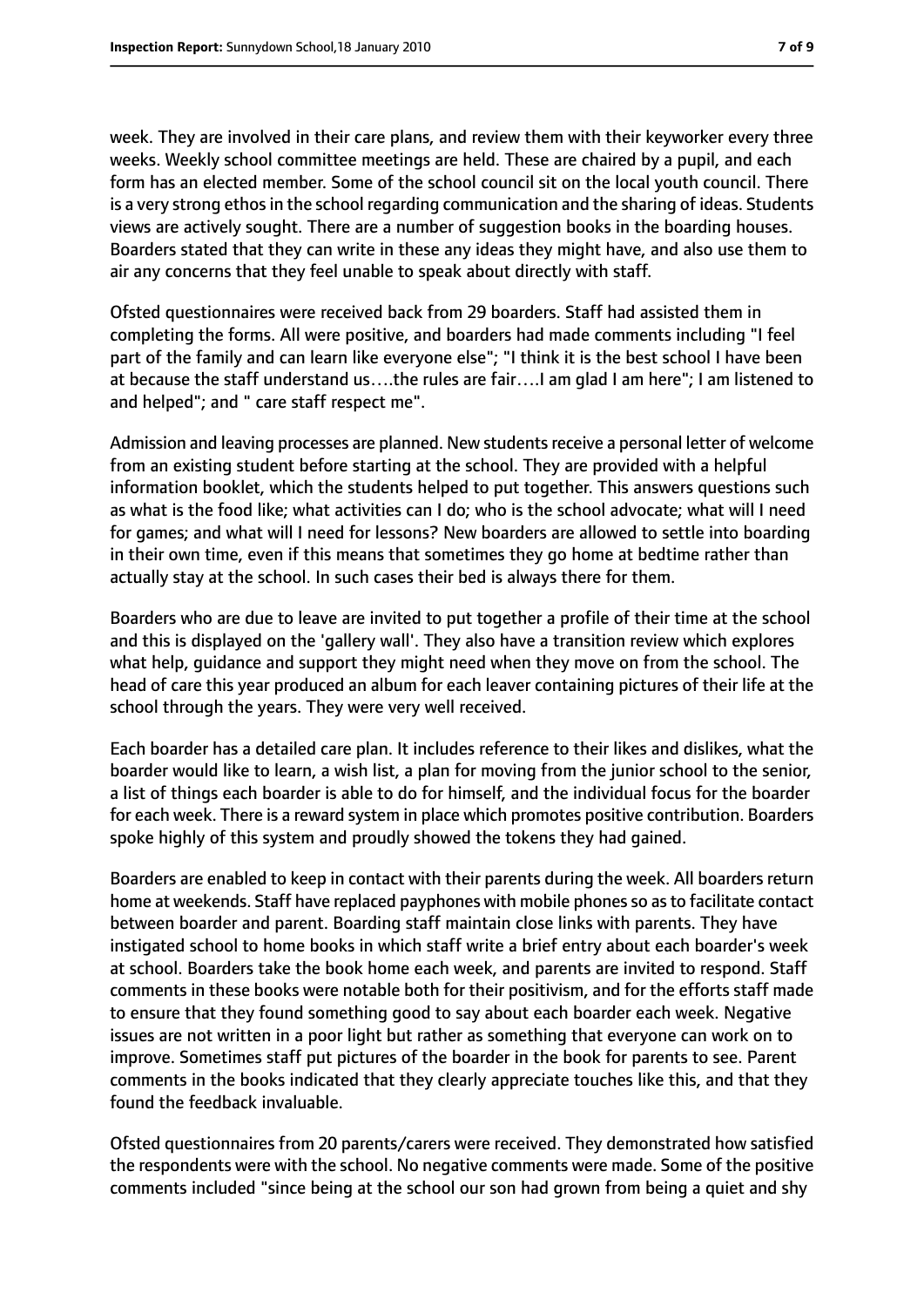week. They are involved in their care plans, and review them with their keyworker every three weeks. Weekly school committee meetings are held. These are chaired by a pupil, and each form has an elected member. Some of the school council sit on the local youth council. There is a very strong ethos in the school regarding communication and the sharing of ideas. Students views are actively sought. There are a number of suggestion books in the boarding houses. Boarders stated that they can write in these any ideas they might have, and also use them to air any concerns that they feel unable to speak about directly with staff.

Ofsted questionnaires were received back from 29 boarders. Staff had assisted them in completing the forms. All were positive, and boarders had made comments including "I feel part of the family and can learn like everyone else"; "I think it is the best school I have been at because the staff understand us….the rules are fair….I am glad I am here"; I am listened to and helped"; and " care staff respect me".

Admission and leaving processes are planned. New students receive a personal letter of welcome from an existing student before starting at the school. They are provided with a helpful information booklet, which the students helped to put together. This answers questions such as what is the food like; what activities can I do; who is the school advocate; what will I need for games; and what will I need for lessons? New boarders are allowed to settle into boarding in their own time, even if this means that sometimes they go home at bedtime rather than actually stay at the school. In such cases their bed is always there for them.

Boarders who are due to leave are invited to put together a profile of their time at the school and this is displayed on the 'gallery wall'. They also have a transition review which explores what help, guidance and support they might need when they move on from the school. The head of care this year produced an album for each leaver containing pictures of their life at the school through the years. They were very well received.

Each boarder has a detailed care plan. It includes reference to their likes and dislikes, what the boarder would like to learn, a wish list, a plan for moving from the junior school to the senior, a list of things each boarder is able to do for himself, and the individual focus for the boarder for each week. There is a reward system in place which promotes positive contribution. Boarders spoke highly of this system and proudly showed the tokens they had gained.

Boarders are enabled to keep in contact with their parents during the week. All boarders return home at weekends. Staff have replaced payphones with mobile phones so as to facilitate contact between boarder and parent. Boarding staff maintain close links with parents. They have instigated school to home books in which staff write a brief entry about each boarder's week at school. Boarders take the book home each week, and parents are invited to respond. Staff comments in these books were notable both for their positivism, and for the efforts staff made to ensure that they found something good to say about each boarder each week. Negative issues are not written in a poor light but rather as something that everyone can work on to improve. Sometimes staff put pictures of the boarder in the book for parents to see. Parent comments in the books indicated that they clearly appreciate touches like this, and that they found the feedback invaluable.

Ofsted questionnaires from 20 parents/carers were received. They demonstrated how satisfied the respondents were with the school. No negative comments were made. Some of the positive comments included "since being at the school our son had grown from being a quiet and shy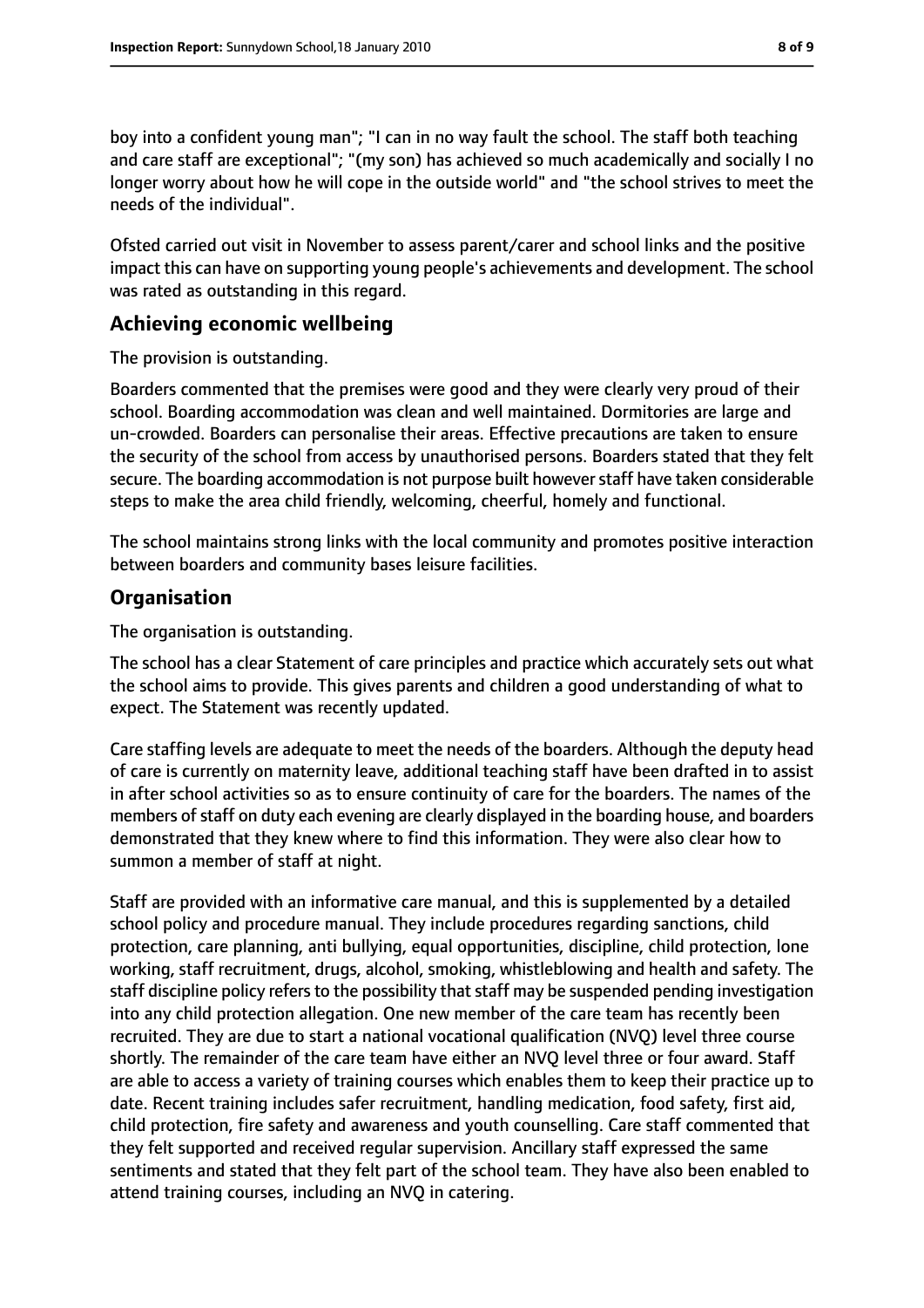boy into a confident young man"; "I can in no way fault the school. The staff both teaching and care staff are exceptional"; "(my son) has achieved so much academically and socially I no longer worry about how he will cope in the outside world" and "the school strives to meet the needs of the individual".

Ofsted carried out visit in November to assess parent/carer and school links and the positive impact this can have on supporting young people's achievements and development. The school was rated as outstanding in this regard.

## Achieving economic wellbeing

The provision is outstanding.

Boarders commented that the premises were good and they were clearly very proud of their school. Boarding accommodation was clean and well maintained. Dormitories are large and un-crowded. Boarders can personalise their areas. Effective precautions are taken to ensure the security of the school from access by unauthorised persons. Boarders stated that they felt secure. The boarding accommodation is not purpose built however staff have taken considerable steps to make the area child friendly, welcoming, cheerful, homely and functional.

The school maintains strong links with the local community and promotes positive interaction between boarders and community bases leisure facilities.

## Organisation

The organisation is outstanding.

The school has a clear Statement of care principles and practice which accurately sets out what the school aims to provide. This gives parents and children a good understanding of what to expect. The Statement was recently updated.

Care staffing levels are adequate to meet the needs of the boarders. Although the deputy head of care is currently on maternity leave, additional teaching staff have been drafted in to assist in after school activities so as to ensure continuity of care for the boarders. The names of the members of staff on duty each evening are clearly displayed in the boarding house, and boarders demonstrated that they knew where to find this information. They were also clear how to summon a member of staff at night.

Staff are provided with an informative care manual, and this is supplemented by a detailed school policy and procedure manual. They include procedures regarding sanctions, child protection, care planning, anti bullying, equal opportunities, discipline, child protection, lone working, staff recruitment, drugs, alcohol, smoking, whistleblowing and health and safety. The staff discipline policy refers to the possibility that staff may be suspended pending investigation into any child protection allegation. One new member of the care team has recently been recruited. They are due to start a national vocational qualification (NVQ) level three course shortly. The remainder of the care team have either an NVQ level three or four award. Staff are able to access a variety of training courses which enables them to keep their practice up to date. Recent training includes safer recruitment, handling medication, food safety, first aid, child protection, fire safety and awareness and youth counselling. Care staff commented that they felt supported and received regular supervision. Ancillary staff expressed the same sentiments and stated that they felt part of the school team. They have also been enabled to attend training courses, including an NVQ in catering.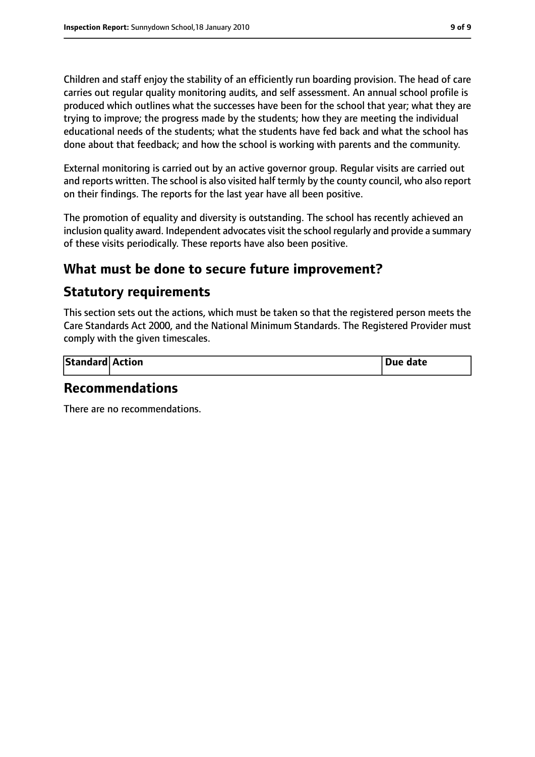Children and staff enjoy the stability of an efficiently run boarding provision. The head of care carries out regular quality monitoring audits, and self assessment. An annual school profile is produced which outlines what the successes have been for the school that year; what they are trying to improve; the progress made by the students; how they are meeting the individual educational needs of the students; what the students have fed back and what the school has done about that feedback; and how the school is working with parents and the community.

External monitoring is carried out by an active governor group. Regular visits are carried out and reports written. The school is also visited half termly by the county council, who also report on their findings. The reports for the last year have all been positive.

The promotion of equality and diversity is outstanding. The school has recently achieved an inclusion quality award. Independent advocates visit the school regularly and provide a summary of these visits periodically. These reports have also been positive.

## What must be done to secure future improvement?

## Statutory requirements

This section sets out the actions, which must be taken so that the registered person meets the Care Standards Act 2000, and the National Minimum Standards. The Registered Provider must comply with the given timescales.

| Standard | Action | Due date |
| --- | --- | --- |

## Recommendations

There are no recommendations.